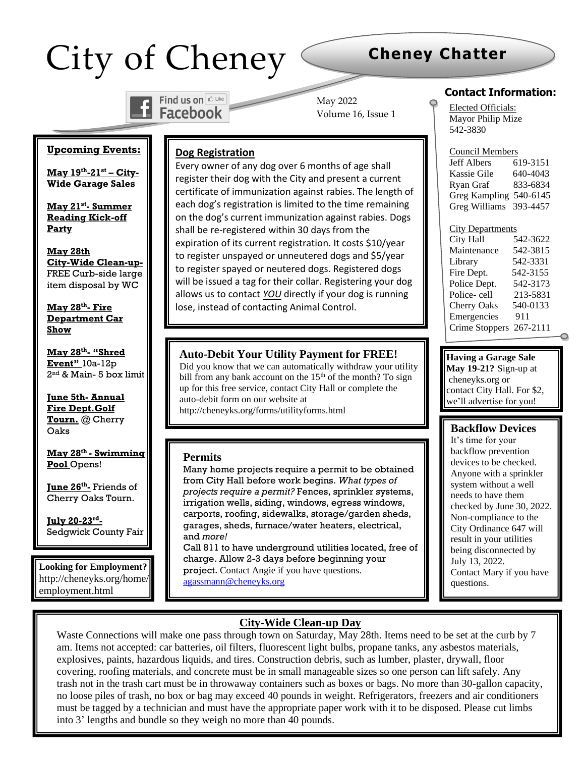# City of Cheney

## Cheney Chatter

Find us on Facebook

May 2022
Volume 16, Issue 1

### Contact Information:

Elected Officials:
Mayor Philip Mize
542-3830

Council Members

| | |
|---|---|
| Jeff Albers | 619-3151 |
| Kassie Gile | 640-4043 |
| Ryan Graf | 833-6834 |
| Greg Kampling | 540-6145 |
| Greg Williams | 393-4457 |

City Departments

| | |
|---|---|
| City Hall | 542-3622 |
| Maintenance | 542-3815 |
| Library | 542-3331 |
| Fire Dept. | 542-3155 |
| Police Dept. | 542-3173 |
| Police- cell | 213-5831 |
| Cherry Oaks | 540-0133 |
| Emergencies | 911 |
| Crime Stoppers | 267-2111 |

### Upcoming Events:

**May 19th-21st – City-Wide Garage Sales**

**May 21st- Summer Reading Kick-off Party**

**May 28th City-Wide Clean-up-** FREE Curb-side large item disposal by WC

**May 28th- Fire Department Car Show**

**May 28th- "Shred Event"** 10a-12p 2nd & Main- 5 box limit

**June 5th- Annual Fire Dept.Golf Tourn.** @ Cherry Oaks

**May 28th - Swimming Pool** Opens!

**June 26th-** Friends of Cherry Oaks Tourn.

**July 20-23rd-** Sedgwick County Fair

**Looking for Employment?** http://cheneyks.org/home/employment.html

### Dog Registration

Every owner of any dog over 6 months of age shall register their dog with the City and present a current certificate of immunization against rabies. The length of each dog's registration is limited to the time remaining on the dog's current immunization against rabies. Dogs shall be re-registered within 30 days from the expiration of its current registration. It costs $10/year to register unspayed or unneutered dogs and $5/year to register spayed or neutered dogs. Registered dogs will be issued a tag for their collar. Registering your dog allows us to contact ***YOU*** directly if your dog is running lose, instead of contacting Animal Control.

### Auto-Debit Your Utility Payment for FREE!

Did you know that we can automatically withdraw your utility bill from any bank account on the 15th of the month? To sign up for this free service, contact City Hall or complete the auto-debit form on our website at http://cheneyks.org/forms/utilityforms.html

### Permits

Many home projects require a permit to be obtained from City Hall before work begins. *What types of projects require a permit?* Fences, sprinkler systems, irrigation wells, siding, windows, egress windows, carports, roofing, sidewalks, storage/garden sheds, garages, sheds, furnace/water heaters, electrical, and *more!*
Call 811 to have underground utilities located, free of charge. Allow 2-3 days before beginning your project. Contact Angie if you have questions.
agassmann@cheneyks.org

**Having a Garage Sale May 19-21?** Sign-up at cheneyks.org or contact City Hall. For $2, we'll advertise for you!

### Backflow Devices

It's time for your backflow prevention devices to be checked. Anyone with a sprinkler system without a well needs to have them checked by June 30, 2022. Non-compliance to the City Ordinance 647 will result in your utilities being disconnected by July 13, 2022.
Contact Mary if you have questions.

### City-Wide Clean-up Day

Waste Connections will make one pass through town on Saturday, May 28th. Items need to be set at the curb by 7 am. Items not accepted: car batteries, oil filters, fluorescent light bulbs, propane tanks, any asbestos materials, explosives, paints, hazardous liquids, and tires. Construction debris, such as lumber, plaster, drywall, floor covering, roofing materials, and concrete must be in small manageable sizes so one person can lift safely. Any trash not in the trash cart must be in throwaway containers such as boxes or bags. No more than 30-gallon capacity, no loose piles of trash, no box or bag may exceed 40 pounds in weight. Refrigerators, freezers and air conditioners must be tagged by a technician and must have the appropriate paper work with it to be disposed. Please cut limbs into 3' lengths and bundle so they weigh no more than 40 pounds.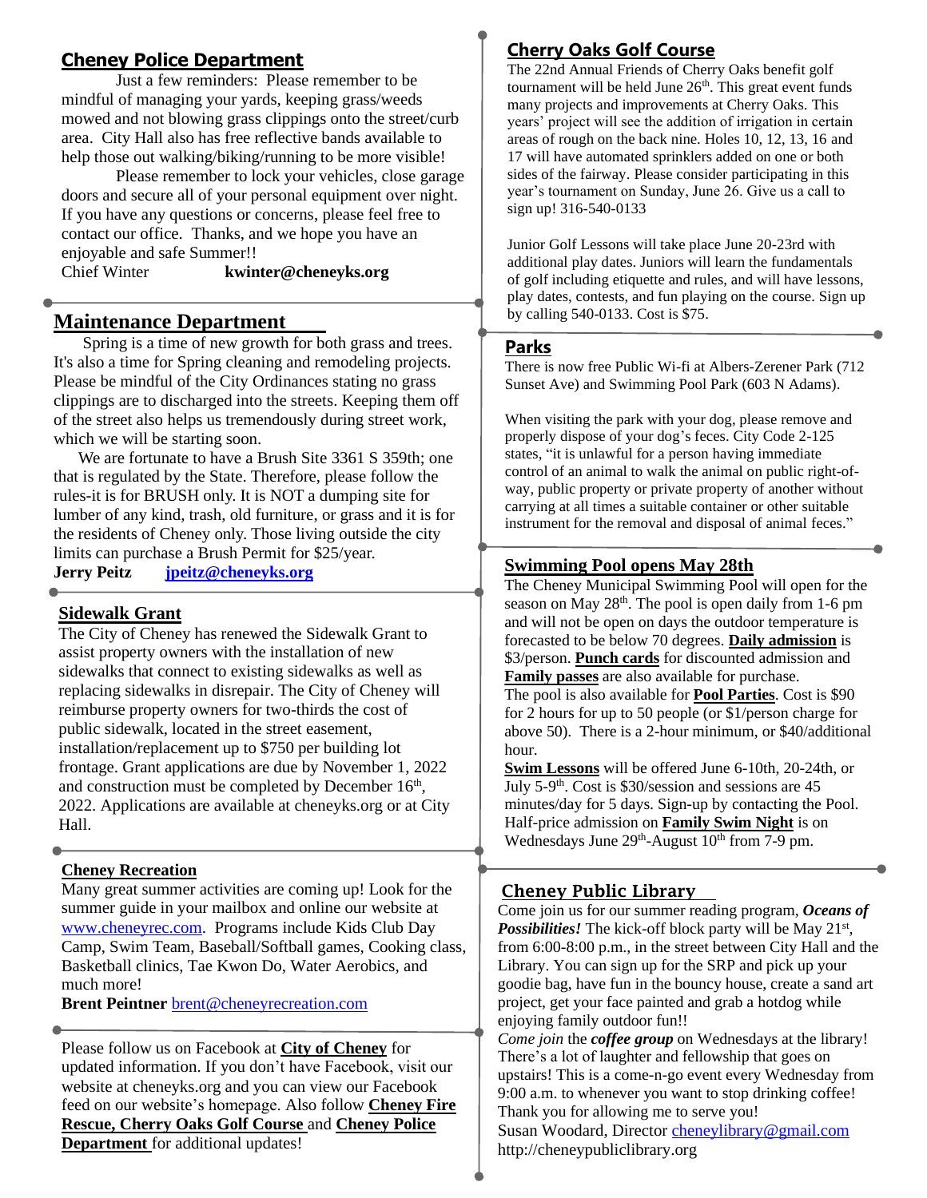## Cheney Police Department

Just a few reminders: Please remember to be mindful of managing your yards, keeping grass/weeds mowed and not blowing grass clippings onto the street/curb area. City Hall also has free reflective bands available to help those out walking/biking/running to be more visible!

Please remember to lock your vehicles, close garage doors and secure all of your personal equipment over night. If you have any questions or concerns, please feel free to contact our office. Thanks, and we hope you have an enjoyable and safe Summer!!

Chief Winter **kwinter@cheneyks.org**

## Maintenance Department

Spring is a time of new growth for both grass and trees. It's also a time for Spring cleaning and remodeling projects. Please be mindful of the City Ordinances stating no grass clippings are to discharged into the streets. Keeping them off of the street also helps us tremendously during street work, which we will be starting soon.

We are fortunate to have a Brush Site 3361 S 359th; one that is regulated by the State. Therefore, please follow the rules-it is for BRUSH only. It is NOT a dumping site for lumber of any kind, trash, old furniture, or grass and it is for the residents of Cheney only. Those living outside the city limits can purchase a Brush Permit for $25/year.

**Jerry Peitz** **jpeitz@cheneyks.org**

## Sidewalk Grant

The City of Cheney has renewed the Sidewalk Grant to assist property owners with the installation of new sidewalks that connect to existing sidewalks as well as replacing sidewalks in disrepair. The City of Cheney will reimburse property owners for two-thirds the cost of public sidewalk, located in the street easement, installation/replacement up to $750 per building lot frontage. Grant applications are due by November 1, 2022 and construction must be completed by December 16th, 2022. Applications are available at cheneyks.org or at City Hall.

## Cheney Recreation

Many great summer activities are coming up! Look for the summer guide in your mailbox and online our website at www.cheneyrec.com. Programs include Kids Club Day Camp, Swim Team, Baseball/Softball games, Cooking class, Basketball clinics, Tae Kwon Do, Water Aerobics, and much more!

**Brent Peintner** brent@cheneyrecreation.com

Please follow us on Facebook at **City of Cheney** for updated information. If you don't have Facebook, visit our website at cheneyks.org and you can view our Facebook feed on our website's homepage. Also follow **Cheney Fire Rescue, Cherry Oaks Golf Course** and **Cheney Police Department** for additional updates!

## Cherry Oaks Golf Course

The 22nd Annual Friends of Cherry Oaks benefit golf tournament will be held June 26th. This great event funds many projects and improvements at Cherry Oaks. This years' project will see the addition of irrigation in certain areas of rough on the back nine. Holes 10, 12, 13, 16 and 17 will have automated sprinklers added on one or both sides of the fairway. Please consider participating in this year's tournament on Sunday, June 26. Give us a call to sign up! 316-540-0133

Junior Golf Lessons will take place June 20-23rd with additional play dates. Juniors will learn the fundamentals of golf including etiquette and rules, and will have lessons, play dates, contests, and fun playing on the course. Sign up by calling 540-0133. Cost is $75.

## Parks

There is now free Public Wi-fi at Albers-Zerener Park (712 Sunset Ave) and Swimming Pool Park (603 N Adams).

When visiting the park with your dog, please remove and properly dispose of your dog's feces. City Code 2-125 states, "it is unlawful for a person having immediate control of an animal to walk the animal on public right-of-way, public property or private property of another without carrying at all times a suitable container or other suitable instrument for the removal and disposal of animal feces."

## Swimming Pool opens May 28th

The Cheney Municipal Swimming Pool will open for the season on May 28th. The pool is open daily from 1-6 pm and will not be open on days the outdoor temperature is forecasted to be below 70 degrees. **Daily admission** is $3/person. **Punch cards** for discounted admission and **Family passes** are also available for purchase.

The pool is also available for **Pool Parties**. Cost is $90 for 2 hours for up to 50 people (or $1/person charge for above 50). There is a 2-hour minimum, or $40/additional hour.

**Swim Lessons** will be offered June 6-10th, 20-24th, or July 5-9th. Cost is $30/session and sessions are 45 minutes/day for 5 days. Sign-up by contacting the Pool. Half-price admission on **Family Swim Night** is on Wednesdays June 29th-August 10th from 7-9 pm.

## Cheney Public Library

Come join us for our summer reading program, ***Oceans of Possibilities!*** The kick-off block party will be May 21st, from 6:00-8:00 p.m., in the street between City Hall and the Library. You can sign up for the SRP and pick up your goodie bag, have fun in the bouncy house, create a sand art project, get your face painted and grab a hotdog while enjoying family outdoor fun!!

*Come join* the ***coffee group*** on Wednesdays at the library! There's a lot of laughter and fellowship that goes on upstairs! This is a come-n-go event every Wednesday from 9:00 a.m. to whenever you want to stop drinking coffee! Thank you for allowing me to serve you!

Susan Woodard, Director cheneylibrary@gmail.com

http://cheneypubliclibrary.org